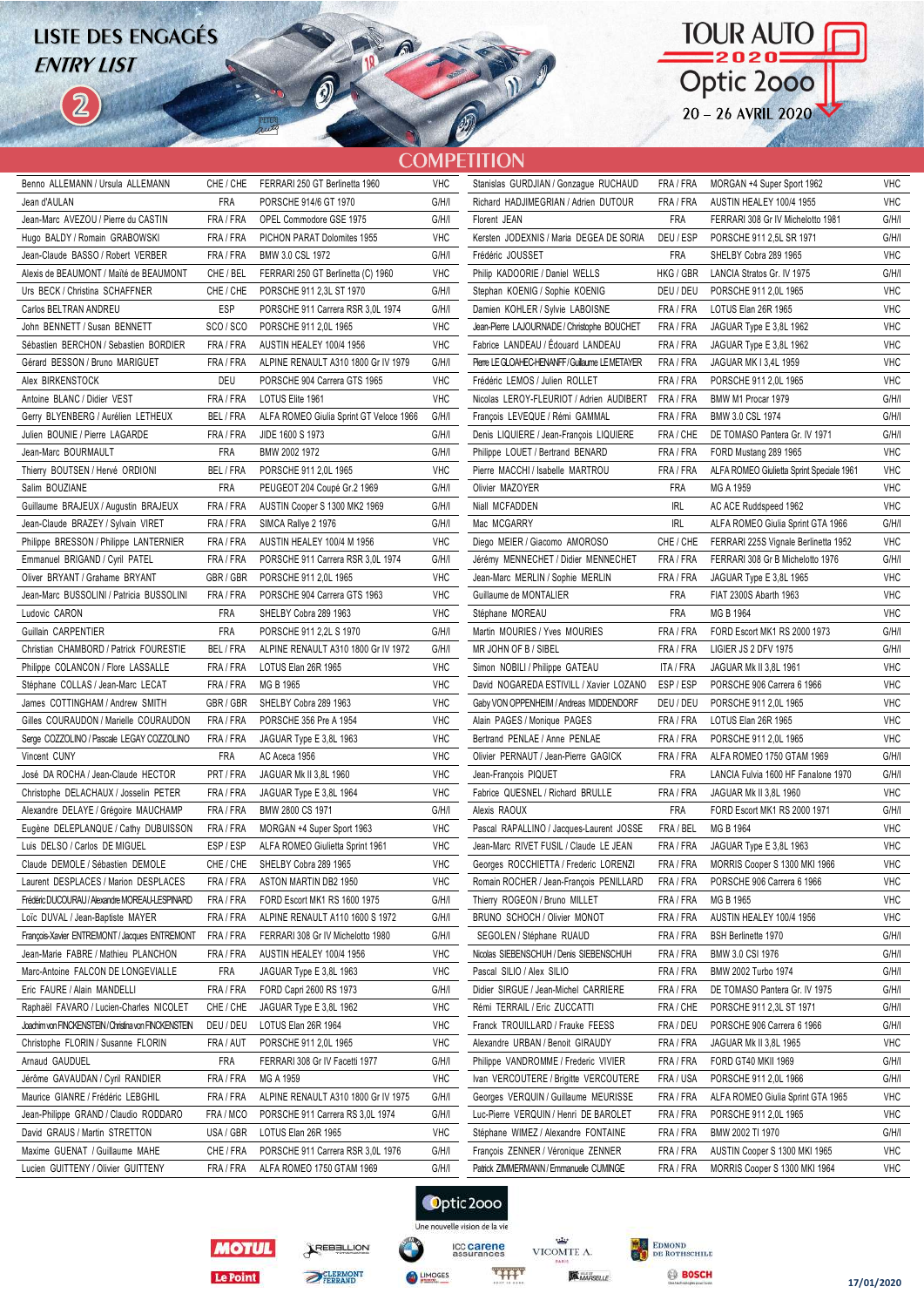# LISTE DES ENGAGÉS

*ENTRY LIST*

TOUR AUTO 2020 Optic 2ooo

20 – 26 AVRIL 2020

## COMPETITION

| | | | |
|---|---|---|---|
| Benno ALLEMANN / Ursula ALLEMANN | CHE / CHE | FERRARI 250 GT Berlinetta 1960 | VHC |
| Jean d'AULAN | FRA | PORSCHE 914/6 GT 1970 | G/H/I |
| Jean-Marc AVEZOU / Pierre du CASTIN | FRA / FRA | OPEL Commodore GSE 1975 | G/H/I |
| Hugo BALDY / Romain GRABOWSKI | FRA / FRA | PICHON PARAT Dolomites 1955 | VHC |
| Jean-Claude BASSO / Robert VERBER | FRA / FRA | BMW 3.0 CSL 1972 | G/H/I |
| Alexis de BEAUMONT / Maïté de BEAUMONT | CHE / BEL | FERRARI 250 GT Berlinetta (C) 1960 | VHC |
| Urs BECK / Christina SCHAFFNER | CHE / CHE | PORSCHE 911 2,3L ST 1970 | G/H/I |
| Carlos BELTRAN ANDREU | ESP | PORSCHE 911 Carrera RSR 3,0L 1974 | G/H/I |
| John BENNETT / Susan BENNETT | SCO / SCO | PORSCHE 911 2,0L 1965 | VHC |
| Sébastien BERCHON / Sebastien BORDIER | FRA / FRA | AUSTIN HEALEY 100/4 1956 | VHC |
| Gérard BESSON / Bruno MARIGUET | FRA / FRA | ALPINE RENAULT A310 1800 Gr IV 1979 | G/H/I |
| Alex BIRKENSTOCK | DEU | PORSCHE 904 Carrera GTS 1965 | VHC |
| Antoine BLANC / Didier VEST | FRA / FRA | LOTUS Elite 1961 | VHC |
| Gerry BLYENBERG / Aurélien LETHEUX | BEL / FRA | ALFA ROMEO Giulia Sprint GT Veloce 1966 | G/H/I |
| Julien BOUNIE / Pierre LAGARDE | FRA / FRA | JIDE 1600 S 1973 | G/H/I |
| Jean-Marc BOURMAULT | FRA | BMW 2002 1972 | G/H/I |
| Thierry BOUTSEN / Hervé ORDIONI | BEL / FRA | PORSCHE 911 2,0L 1965 | VHC |
| Salim BOUZIANE | FRA | PEUGEOT 204 Coupé Gr.2 1969 | G/H/I |
| Guillaume BRAJEUX / Augustin BRAJEUX | FRA / FRA | AUSTIN Cooper S 1300 MK2 1969 | G/H/I |
| Jean-Claude BRAZEY / Sylvain VIRET | FRA / FRA | SIMCA Rallye 2 1976 | G/H/I |
| Philippe BRESSON / Philippe LANTERNIER | FRA / FRA | AUSTIN HEALEY 100/4 M 1956 | VHC |
| Emmanuel BRIGAND / Cyril PATEL | FRA / FRA | PORSCHE 911 Carrera RSR 3,0L 1974 | G/H/I |
| Oliver BRYANT / Grahame BRYANT | GBR / GBR | PORSCHE 911 2,0L 1965 | VHC |
| Jean-Marc BUSSOLINI / Patricia BUSSOLINI | FRA / FRA | PORSCHE 904 Carrera GTS 1963 | VHC |
| Ludovic CARON | FRA | SHELBY Cobra 289 1963 | VHC |
| Guillain CARPENTIER | FRA | PORSCHE 911 2,2L S 1970 | G/H/I |
| Christian CHAMBORD / Patrick FOURESTIE | BEL / FRA | ALPINE RENAULT A310 1800 Gr IV 1972 | G/H/I |
| Philippe COLANCON / Flore LASSALLE | FRA / FRA | LOTUS Elan 26R 1965 | VHC |
| Stéphane COLLAS / Jean-Marc LECAT | FRA / FRA | MG B 1965 | VHC |
| James COTTINGHAM / Andrew SMITH | GBR / GBR | SHELBY Cobra 289 1963 | VHC |
| Gilles COURAUDON / Marielle COURAUDON | FRA / FRA | PORSCHE 356 Pre A 1954 | VHC |
| Serge COZZOLINO / Pascale LEGAY COZZOLINO | FRA / FRA | JAGUAR Type E 3,8L 1963 | VHC |
| Vincent CUNY | FRA | AC Aceca 1956 | VHC |
| José DA ROCHA / Jean-Claude HECTOR | PRT / FRA | JAGUAR Mk II 3,8L 1960 | VHC |
| Christophe DELACHAUX / Josselin PETER | FRA / FRA | JAGUAR Type E 3,8L 1964 | VHC |
| Alexandre DELAYE / Grégoire MAUCHAMP | FRA / FRA | BMW 2800 CS 1971 | G/H/I |
| Eugène DELEPLANQUE / Cathy DUBUISSON | FRA / FRA | MORGAN +4 Super Sport 1963 | VHC |
| Luis DELSO / Carlos DE MIGUEL | ESP / ESP | ALFA ROMEO Giulietta Sprint 1961 | VHC |
| Claude DEMOLE / Sébastien DEMOLE | CHE / CHE | SHELBY Cobra 289 1965 | VHC |
| Laurent DESPLACES / Marion DESPLACES | FRA / FRA | ASTON MARTIN DB2 1950 | VHC |
| Frédéric DUCOURAU / Alexandre MOREAU-LESPINARD | FRA / FRA | FORD Escort MK1 RS 1600 1975 | G/H/I |
| Loïc DUVAL / Jean-Baptiste MAYER | FRA / FRA | ALPINE RENAULT A110 1600 S 1972 | G/H/I |
| François-Xavier ENTREMONT / Jacques ENTREMONT | FRA / FRA | FERRARI 308 Gr IV Michelotto 1980 | G/H/I |
| Jean-Marie FABRE / Mathieu PLANCHON | FRA / FRA | AUSTIN HEALEY 100/4 1956 | VHC |
| Marc-Antoine FALCON DE LONGEVIALLE | FRA | JAGUAR Type E 3,8L 1963 | VHC |
| Eric FAURE / Alain MANDELLI | FRA / FRA | FORD Capri 2600 RS 1973 | G/H/I |
| Raphaël FAVARO / Lucien-Charles NICOLET | CHE / CHE | JAGUAR Type E 3,8L 1962 | VHC |
| Joachim von FINCKENSTEIN / Christina von FINCKENSTEIN | DEU / DEU | LOTUS Elan 26R 1964 | VHC |
| Christophe FLORIN / Susanne FLORIN | FRA / AUT | PORSCHE 911 2,0L 1965 | VHC |
| Arnaud GAUDUEL | FRA | FERRARI 308 Gr IV Facetti 1977 | G/H/I |
| Jérôme GAVAUDAN / Cyril RANDIER | FRA / FRA | MG A 1959 | VHC |
| Maurice GIANRE / Frédéric LEBGHIL | FRA / FRA | ALPINE RENAULT A310 1800 Gr IV 1975 | G/H/I |
| Jean-Philippe GRAND / Claudio RODDARO | FRA / MCO | PORSCHE 911 Carrera RS 3,0L 1974 | G/H/I |
| David GRAUS / Martin STRETTON | USA / GBR | LOTUS Elan 26R 1965 | VHC |
| Maxime GUENAT / Guillaume MAHE | CHE / FRA | PORSCHE 911 Carrera RSR 3,0L 1976 | G/H/I |
| Lucien GUITTENY / Olivier GUITTENY | FRA / FRA | ALFA ROMEO 1750 GTAM 1969 | G/H/I |
| Stanislas GURDJIAN / Gonzague RUCHAUD | FRA / FRA | MORGAN +4 Super Sport 1962 | VHC |
| Richard HADJIMEGRIAN / Adrien DUTOUR | FRA / FRA | AUSTIN HEALEY 100/4 1955 | VHC |
| Florent JEAN | FRA | FERRARI 308 Gr IV Michelotto 1981 | G/H/I |
| Kersten JODEXNIS / Maria DEGEA DE SORIA | DEU / ESP | PORSCHE 911 2,5L SR 1971 | G/H/I |
| Frédéric JOUSSET | FRA | SHELBY Cobra 289 1965 | VHC |
| Philip KADOORIE / Daniel WELLS | HKG / GBR | LANCIA Stratos Gr. IV 1975 | G/H/I |
| Stephan KOENIG / Sophie KOENIG | DEU / DEU | PORSCHE 911 2,0L 1965 | VHC |
| Damien KOHLER / Sylvie LABOISNE | FRA / FRA | LOTUS Elan 26R 1965 | VHC |
| Jean-Pierre LAJOURNADE / Christophe BOUCHET | FRA / FRA | JAGUAR Type E 3,8L 1962 | VHC |
| Fabrice LANDEAU / Édouard LANDEAU | FRA / FRA | JAGUAR Type E 3,8L 1962 | VHC |
| Pierre LE GLOAHEC-HENANFF / Guillaume LE METAYER | FRA / FRA | JAGUAR MK I 3,4L 1959 | VHC |
| Frédéric LEMOS / Julien ROLLET | FRA / FRA | PORSCHE 911 2,0L 1965 | VHC |
| Nicolas LEROY-FLEURIOT / Adrien AUDIBERT | FRA / FRA | BMW M1 Procar 1979 | G/H/I |
| François LEVEQUE / Rémi GAMMAL | FRA / FRA | BMW 3.0 CSL 1974 | G/H/I |
| Denis LIQUIERE / Jean-François LIQUIERE | FRA / CHE | DE TOMASO Pantera Gr. IV 1971 | G/H/I |
| Philippe LOUET / Bertrand BENARD | FRA / FRA | FORD Mustang 289 1965 | VHC |
| Pierre MACCHI / Isabelle MARTROU | FRA / FRA | ALFA ROMEO Giulietta Sprint Speciale 1961 | VHC |
| Olivier MAZOYER | FRA | MG A 1959 | VHC |
| Niall MCFADDEN | IRL | AC ACE Ruddspeed 1962 | VHC |
| Mac MCGARRY | IRL | ALFA ROMEO Giulia Sprint GTA 1966 | G/H/I |
| Diego MEIER / Giacomo AMOROSO | CHE / CHE | FERRARI 225S Vignale Berlinetta 1952 | VHC |
| Jérémy MENNECHET / Didier MENNECHET | FRA / FRA | FERRARI 308 Gr B Michelotto 1976 | G/H/I |
| Jean-Marc MERLIN / Sophie MERLIN | FRA / FRA | JAGUAR Type E 3,8L 1965 | VHC |
| Guillaume de MONTALIER | FRA | FIAT 2300S Abarth 1963 | VHC |
| Stéphane MOREAU | FRA | MG B 1964 | VHC |
| Martin MOURIES / Yves MOURIES | FRA / FRA | FORD Escort MK1 RS 2000 1973 | G/H/I |
| MR JOHN OF B / SIBEL | FRA / FRA | LIGIER JS 2 DFV 1975 | G/H/I |
| Simon NOBILI / Philippe GATEAU | ITA / FRA | JAGUAR Mk II 3,8L 1961 | VHC |
| David NOGAREDA ESTIVILL / Xavier LOZANO | ESP / ESP | PORSCHE 906 Carrera 6 1966 | VHC |
| Gaby VON OPPENHEIM / Andreas MIDDENDORF | DEU / DEU | PORSCHE 911 2,0L 1965 | VHC |
| Alain PAGES / Monique PAGES | FRA / FRA | LOTUS Elan 26R 1965 | VHC |
| Bertrand PENLAE / Anne PENLAE | FRA / FRA | PORSCHE 911 2,0L 1965 | VHC |
| Olivier PERNAUT / Jean-Pierre GAGICK | FRA / FRA | ALFA ROMEO 1750 GTAM 1969 | G/H/I |
| Jean-François PIQUET | FRA | LANCIA Fulvia 1600 HF Fanalone 1970 | G/H/I |
| Fabrice QUESNEL / Richard BRULLE | FRA / FRA | JAGUAR Mk II 3,8L 1960 | VHC |
| Alexis RAOUX | FRA | FORD Escort MK1 RS 2000 1971 | G/H/I |
| Pascal RAPALLINO / Jacques-Laurent JOSSE | FRA / BEL | MG B 1964 | VHC |
| Jean-Marc RIVET FUSIL / Claude LE JEAN | FRA / FRA | JAGUAR Type E 3,8L 1963 | VHC |
| Georges ROCCHIETTA / Frederic LORENZI | FRA / FRA | MORRIS Cooper S 1300 MKI 1966 | VHC |
| Romain ROCHER / Jean-François PENILLARD | FRA / FRA | PORSCHE 906 Carrera 6 1966 | VHC |
| Thierry ROGEON / Bruno MILLET | FRA / FRA | MG B 1965 | VHC |
| BRUNO SCHOCH / Olivier MONOT | FRA / FRA | AUSTIN HEALEY 100/4 1956 | VHC |
| SEGOLEN / Stéphane RUAUD | FRA / FRA | BSH Berlinette 1970 | G/H/I |
| Nicolas SIEBENSCHUH / Denis SIEBENSCHUH | FRA / FRA | BMW 3.0 CSI 1976 | G/H/I |
| Pascal SILIO / Alex SILIO | FRA / FRA | BMW 2002 Turbo 1974 | G/H/I |
| Didier SIRGUE / Jean-Michel CARRIERE | FRA / FRA | DE TOMASO Pantera Gr. IV 1975 | G/H/I |
| Rémi TERRAIL / Eric ZUCCATTI | FRA / CHE | PORSCHE 911 2,3L ST 1971 | G/H/I |
| Franck TROUILLARD / Frauke FEESS | FRA / DEU | PORSCHE 906 Carrera 6 1966 | VHC |
| Alexandre URBAN / Benoit GIRAUDY | FRA / FRA | JAGUAR Mk II 3,8L 1965 | VHC |
| Philippe VANDROMME / Frederic VIVIER | FRA / FRA | FORD GT40 MKII 1969 | G/H/I |
| Ivan VERCOUTERE / Brigitte VERCOUTERE | FRA / USA | PORSCHE 911 2,0L 1966 | G/H/I |
| Georges VERQUIN / Guillaume MEURISSE | FRA / FRA | ALFA ROMEO Giulia Sprint GTA 1965 | VHC |
| Luc-Pierre VERQUIN / Henri DE BAROLET | FRA / FRA | PORSCHE 911 2,0L 1965 | VHC |
| Stéphane WIMEZ / Alexandre FONTAINE | FRA / FRA | BMW 2002 TI 1970 | G/H/I |
| François ZENNER / Véronique ZENNER | FRA / FRA | AUSTIN Cooper S 1300 MKI 1965 | VHC |
| Patrick ZIMMERMANN / Emmanuelle CUMINGE | FRA / FRA | MORRIS Cooper S 1300 MKI 1964 | VHC |

Optic 2ooo — Une nouvelle vision de la vie

MOTUL · REBELLION · BMW · carene assurances · VICOMTE A. · EDMOND DE ROTHSCHILD · Le Point · CLERMONT FERRAND · LIMOGES · MARSEILLE · BOSCH

17/01/2020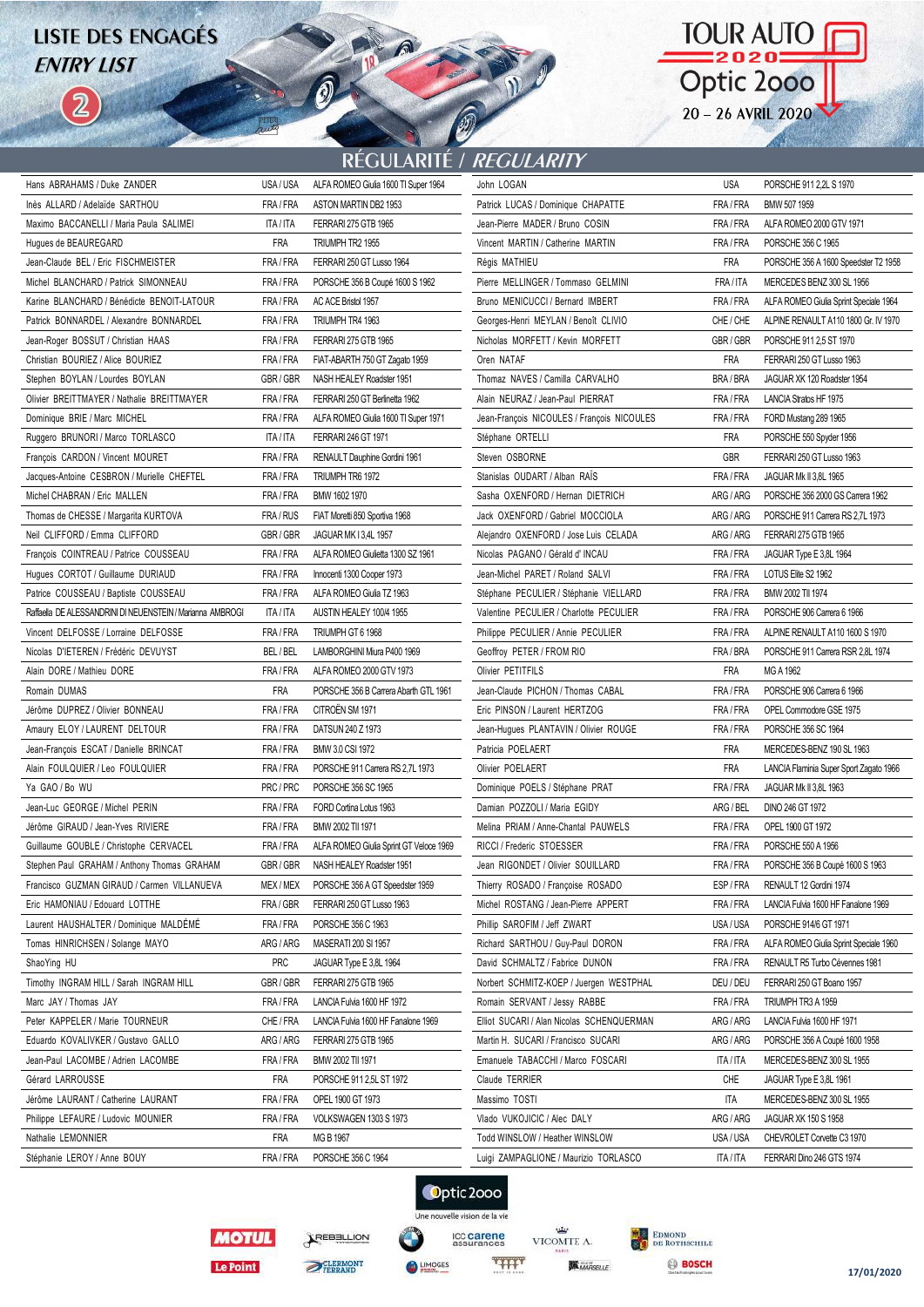# LISTE DES ENGAGÉS
## *ENTRY LIST*

2

TOUR AUTO 2020 Optic 2ooo

20 – 26 AVRIL 2020

## RÉGULARITÉ / *REGULARITY*

| | | |
|---|---|---|
| Hans ABRAHAMS / Duke ZANDER | USA / USA | ALFA ROMEO Giulia 1600 TI Super 1964 |
| Inès ALLARD / Adelaïde SARTHOU | FRA / FRA | ASTON MARTIN DB2 1953 |
| Maximo BACCANELLI / Maria Paula SALIMEI | ITA / ITA | FERRARI 275 GTB 1965 |
| Hugues de BEAUREGARD | FRA | TRIUMPH TR2 1955 |
| Jean-Claude BEL / Eric FISCHMEISTER | FRA / FRA | FERRARI 250 GT Lusso 1964 |
| Michel BLANCHARD / Patrick SIMONNEAU | FRA / FRA | PORSCHE 356 B Coupé 1600 S 1962 |
| Karine BLANCHARD / Bénédicte BENOIT-LATOUR | FRA / FRA | AC ACE Bristol 1957 |
| Patrick BONNARDEL / Alexandre BONNARDEL | FRA / FRA | TRIUMPH TR4 1963 |
| Jean-Roger BOSSUT / Christian HAAS | FRA / FRA | FERRARI 275 GTB 1965 |
| Christian BOURIEZ / Alice BOURIEZ | FRA / FRA | FIAT-ABARTH 750 GT Zagato 1959 |
| Stephen BOYLAN / Lourdes BOYLAN | GBR / GBR | NASH HEALEY Roadster 1951 |
| Olivier BREITTMAYER / Nathalie BREITTMAYER | FRA / FRA | FERRARI 250 GT Berlinetta 1962 |
| Dominique BRIE / Marc MICHEL | FRA / FRA | ALFA ROMEO Giulia 1600 TI Super 1971 |
| Ruggero BRUNORI / Marco TORLASCO | ITA / ITA | FERRARI 246 GT 1971 |
| François CARDON / Vincent MOURET | FRA / FRA | RENAULT Dauphine Gordini 1961 |
| Jacques-Antoine CESBRON / Murielle CHEFTEL | FRA / FRA | TRIUMPH TR6 1972 |
| Michel CHABRAN / Eric MALLEN | FRA / FRA | BMW 1602 1970 |
| Thomas de CHESSE / Margarita KURTOVA | FRA / RUS | FIAT Moretti 850 Sportiva 1968 |
| Neil CLIFFORD / Emma CLIFFORD | GBR / GBR | JAGUAR MK I 3,4L 1957 |
| François COINTREAU / Patrice COUSSEAU | FRA / FRA | ALFA ROMEO Giulietta 1300 SZ 1961 |
| Hugues CORTOT / Guillaume DURIAUD | FRA / FRA | Innocenti 1300 Cooper 1973 |
| Patrice COUSSEAU / Baptiste COUSSEAU | FRA / FRA | ALFA ROMEO Giulia TZ 1963 |
| Raffaella DE ALESSANDRINI DI NEUENSTEIN / Marianna AMBROGI | ITA / ITA | AUSTIN HEALEY 100/4 1955 |
| Vincent DELFOSSE / Lorraine DELFOSSE | FRA / FRA | TRIUMPH GT 6 1968 |
| Nicolas D'IETEREN / Frédéric DEVUYST | BEL / BEL | LAMBORGHINI Miura P400 1969 |
| Alain DORE / Mathieu DORE | FRA / FRA | ALFA ROMEO 2000 GTV 1973 |
| Romain DUMAS | FRA | PORSCHE 356 B Carrera Abarth GTL 1961 |
| Jérôme DUPREZ / Olivier BONNEAU | FRA / FRA | CITROËN SM 1971 |
| Amaury ELOY / LAURENT DELTOUR | FRA / FRA | DATSUN 240 Z 1973 |
| Jean-François ESCAT / Danielle BRINCAT | FRA / FRA | BMW 3.0 CSI 1972 |
| Alain FOULQUIER / Leo FOULQUIER | FRA / FRA | PORSCHE 911 Carrera RS 2,7L 1973 |
| Ya GAO / Bo WU | PRC / PRC | PORSCHE 356 SC 1965 |
| Jean-Luc GEORGE / Michel PERIN | FRA / FRA | FORD Cortina Lotus 1963 |
| Jérôme GIRAUD / Jean-Yves RIVIERE | FRA / FRA | BMW 2002 TII 1971 |
| Guillaume GOUBLE / Christophe CERVACEL | FRA / FRA | ALFA ROMEO Giulia Sprint GT Veloce 1969 |
| Stephen Paul GRAHAM / Anthony Thomas GRAHAM | GBR / GBR | NASH HEALEY Roadster 1951 |
| Francisco GUZMAN GIRAUD / Carmen VILLANUEVA | MEX / MEX | PORSCHE 356 A GT Speedster 1959 |
| Eric HAMONIAU / Edouard LOTTHE | FRA / GBR | FERRARI 250 GT Lusso 1963 |
| Laurent HAUSHALTER / Dominique MALDÉMÉ | FRA / FRA | PORSCHE 356 C 1963 |
| Tomas HINRICHSEN / Solange MAYO | ARG / ARG | MASERATI 200 SI 1957 |
| ShaoYing HU | PRC | JAGUAR Type E 3,8L 1964 |
| Timothy INGRAM HILL / Sarah INGRAM HILL | GBR / GBR | FERRARI 275 GTB 1965 |
| Marc JAY / Thomas JAY | FRA / FRA | LANCIA Fulvia 1600 HF 1972 |
| Peter KAPPELER / Marie TOURNEUR | CHE / FRA | LANCIA Fulvia 1600 HF Fanalone 1969 |
| Eduardo KOVALIVKER / Gustavo GALLO | ARG / ARG | FERRARI 275 GTB 1965 |
| Jean-Paul LACOMBE / Adrien LACOMBE | FRA / FRA | BMW 2002 TII 1971 |
| Gérard LARROUSSE | FRA | PORSCHE 911 2,5L ST 1972 |
| Jérôme LAURANT / Catherine LAURANT | FRA / FRA | OPEL 1900 GT 1973 |
| Philippe LEFAURE / Ludovic MOUNIER | FRA / FRA | VOLKSWAGEN 1303 S 1973 |
| Nathalie LEMONNIER | FRA | MG B 1967 |
| Stéphanie LEROY / Anne BOUY | FRA / FRA | PORSCHE 356 C 1964 |
| John LOGAN | USA | PORSCHE 911 2,2L S 1970 |
| Patrick LUCAS / Dominique CHAPATTE | FRA / FRA | BMW 507 1959 |
| Jean-Pierre MADER / Bruno COSIN | FRA / FRA | ALFA ROMEO 2000 GTV 1971 |
| Vincent MARTIN / Catherine MARTIN | FRA / FRA | PORSCHE 356 C 1965 |
| Régis MATHIEU | FRA | PORSCHE 356 A 1600 Speedster T2 1958 |
| Pierre MELLINGER / Tommaso GELMINI | FRA / ITA | MERCEDES BENZ 300 SL 1956 |
| Bruno MENICUCCI / Bernard IMBERT | FRA / FRA | ALFA ROMEO Giulia Sprint Speciale 1964 |
| Georges-Henri MEYLAN / Benoît CLIVIO | CHE / CHE | ALPINE RENAULT A110 1800 Gr. IV 1970 |
| Nicholas MORFETT / Kevin MORFETT | GBR / GBR | PORSCHE 911 2,5 ST 1970 |
| Oren NATAF | FRA | FERRARI 250 GT Lusso 1963 |
| Thomaz NAVES / Camilla CARVALHO | BRA / BRA | JAGUAR XK 120 Roadster 1954 |
| Alain NEURAZ / Jean-Paul PIERRAT | FRA / FRA | LANCIA Stratos HF 1975 |
| Jean-François NICOULES / François NICOULES | FRA / FRA | FORD Mustang 289 1965 |
| Stéphane ORTELLI | FRA | PORSCHE 550 Spyder 1956 |
| Steven OSBORNE | GBR | FERRARI 250 GT Lusso 1963 |
| Stanislas OUDART / Alban RAÏS | FRA / FRA | JAGUAR Mk II 3,8L 1965 |
| Sasha OXENFORD / Hernan DIETRICH | ARG / ARG | PORSCHE 356 2000 GS Carrera 1962 |
| Jack OXENFORD / Gabriel MOCCIOLA | ARG / ARG | PORSCHE 911 Carrera RS 2,7L 1973 |
| Alejandro OXENFORD / Jose Luis CELADA | ARG / ARG | FERRARI 275 GTB 1965 |
| Nicolas PAGANO / Gérald d' INCAU | FRA / FRA | JAGUAR Type E 3,8L 1964 |
| Jean-Michel PARET / Roland SALVI | FRA / FRA | LOTUS Elite S2 1962 |
| Stéphane PECULIER / Stéphanie VIELLARD | FRA / FRA | BMW 2002 TII 1974 |
| Valentine PECULIER / Charlotte PECULIER | FRA / FRA | PORSCHE 906 Carrera 6 1966 |
| Philippe PECULIER / Annie PECULIER | FRA / FRA | ALPINE RENAULT A110 1600 S 1970 |
| Geoffroy PETER / FROM RIO | FRA / BRA | PORSCHE 911 Carrera RSR 2,8L 1974 |
| Olivier PETITFILS | FRA | MG A 1962 |
| Jean-Claude PICHON / Thomas CABAL | FRA / FRA | PORSCHE 906 Carrera 6 1966 |
| Eric PINSON / Laurent HERTZOG | FRA / FRA | OPEL Commodore GSE 1975 |
| Jean-Hugues PLANTAVIN / Olivier ROUGE | FRA / FRA | PORSCHE 356 SC 1964 |
| Patricia POELAERT | FRA | MERCEDES-BENZ 190 SL 1963 |
| Olivier POELAERT | FRA | LANCIA Flaminia Super Sport Zagato 1966 |
| Dominique POELS / Stéphane PRAT | FRA / FRA | JAGUAR Mk II 3,8L 1963 |
| Damian POZZOLI / Maria EGIDY | ARG / BEL | DINO 246 GT 1972 |
| Melina PRIAM / Anne-Chantal PAUWELS | FRA / FRA | OPEL 1900 GT 1972 |
| RICCI / Frederic STOESSER | FRA / FRA | PORSCHE 550 A 1956 |
| Jean RIGONDET / Olivier SOUILLARD | FRA / FRA | PORSCHE 356 B Coupé 1600 S 1963 |
| Thierry ROSADO / Françoise ROSADO | ESP / FRA | RENAULT 12 Gordini 1974 |
| Michel ROSTANG / Jean-Pierre APPERT | FRA / FRA | LANCIA Fulvia 1600 HF Fanalone 1969 |
| Phillip SAROFIM / Jeff ZWART | USA / USA | PORSCHE 914/6 GT 1971 |
| Richard SARTHOU / Guy-Paul DORON | FRA / FRA | ALFA ROMEO Giulia Sprint Speciale 1960 |
| David SCHMALTZ / Fabrice DUNON | FRA / FRA | RENAULT R5 Turbo Cévennes 1981 |
| Norbert SCHMITZ-KOEP / Juergen WESTPHAL | DEU / DEU | FERRARI 250 GT Boano 1957 |
| Romain SERVANT / Jessy RABBE | FRA / FRA | TRIUMPH TR3 A 1959 |
| Elliot SUCARI / Alan Nicolas SCHENQUERMAN | ARG / ARG | LANCIA Fulvia 1600 HF 1971 |
| Martin H. SUCARI / Francisco SUCARI | ARG / ARG | PORSCHE 356 A Coupé 1600 1958 |
| Emanuele TABACCHI / Marco FOSCARI | ITA / ITA | MERCEDES-BENZ 300 SL 1955 |
| Claude TERRIER | CHE | JAGUAR Type E 3,8L 1961 |
| Massimo TOSTI | ITA | MERCEDES-BENZ 300 SL 1955 |
| Vlado VUKOJICIC / Alec DALY | ARG / ARG | JAGUAR XK 150 S 1958 |
| Todd WINSLOW / Heather WINSLOW | USA / USA | CHEVROLET Corvette C3 1970 |
| Luigi ZAMPAGLIONE / Maurizio TORLASCO | ITA / ITA | FERRARI Dino 246 GTS 1974 |

Optic 2ooo – Une nouvelle vision de la vie

MOTUL · REBELLION · BMW · CARENE ASSURANCES · VICOMTE A. · EDMOND DE ROTHSCHILD · Le Point · CLERMONT FERRAND · LIMOGES · MARSEILLE · BOSCH

17/01/2020